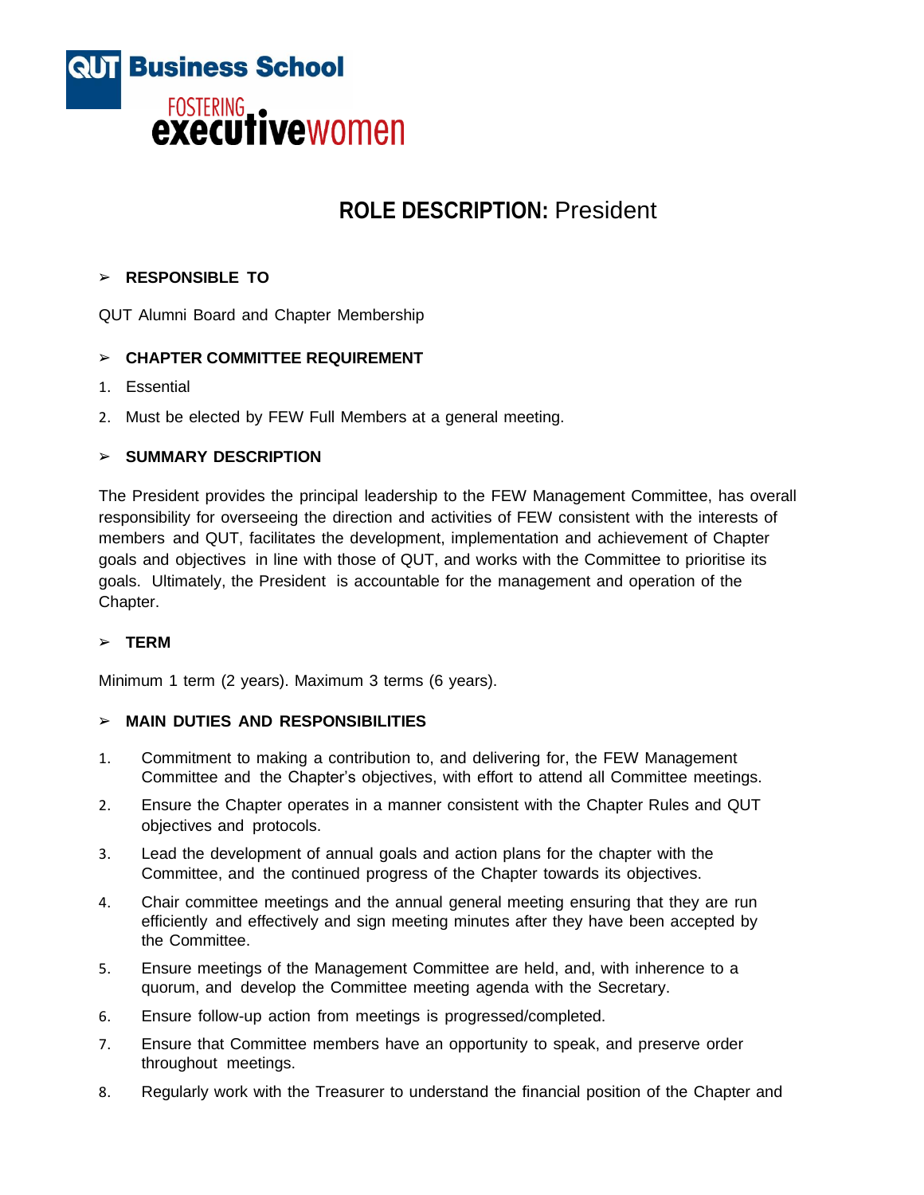QUT Business School

FOSTERING **executive**women

# ROLE DESCRIPTION: President

### RESPONSIBLE TO

QUT Alumni Board and Chapter Membership

### CHAPTER COMMITTEE REQUIREMENT

1. Essential
2. Must be elected by FEW Full Members at a general meeting.

### SUMMARY DESCRIPTION

The President provides the principal leadership to the FEW Management Committee, has overall responsibility for overseeing the direction and activities of FEW consistent with the interests of members and QUT, facilitates the development, implementation and achievement of Chapter goals and objectives in line with those of QUT, and works with the Committee to prioritise its goals. Ultimately, the President is accountable for the management and operation of the Chapter.

### TERM

Minimum 1 term (2 years). Maximum 3 terms (6 years).

### MAIN DUTIES AND RESPONSIBILITIES

1. Commitment to making a contribution to, and delivering for, the FEW Management Committee and the Chapter's objectives, with effort to attend all Committee meetings.
2. Ensure the Chapter operates in a manner consistent with the Chapter Rules and QUT objectives and protocols.
3. Lead the development of annual goals and action plans for the chapter with the Committee, and the continued progress of the Chapter towards its objectives.
4. Chair committee meetings and the annual general meeting ensuring that they are run efficiently and effectively and sign meeting minutes after they have been accepted by the Committee.
5. Ensure meetings of the Management Committee are held, and, with inherence to a quorum, and develop the Committee meeting agenda with the Secretary.
6. Ensure follow-up action from meetings is progressed/completed.
7. Ensure that Committee members have an opportunity to speak, and preserve order throughout meetings.
8. Regularly work with the Treasurer to understand the financial position of the Chapter and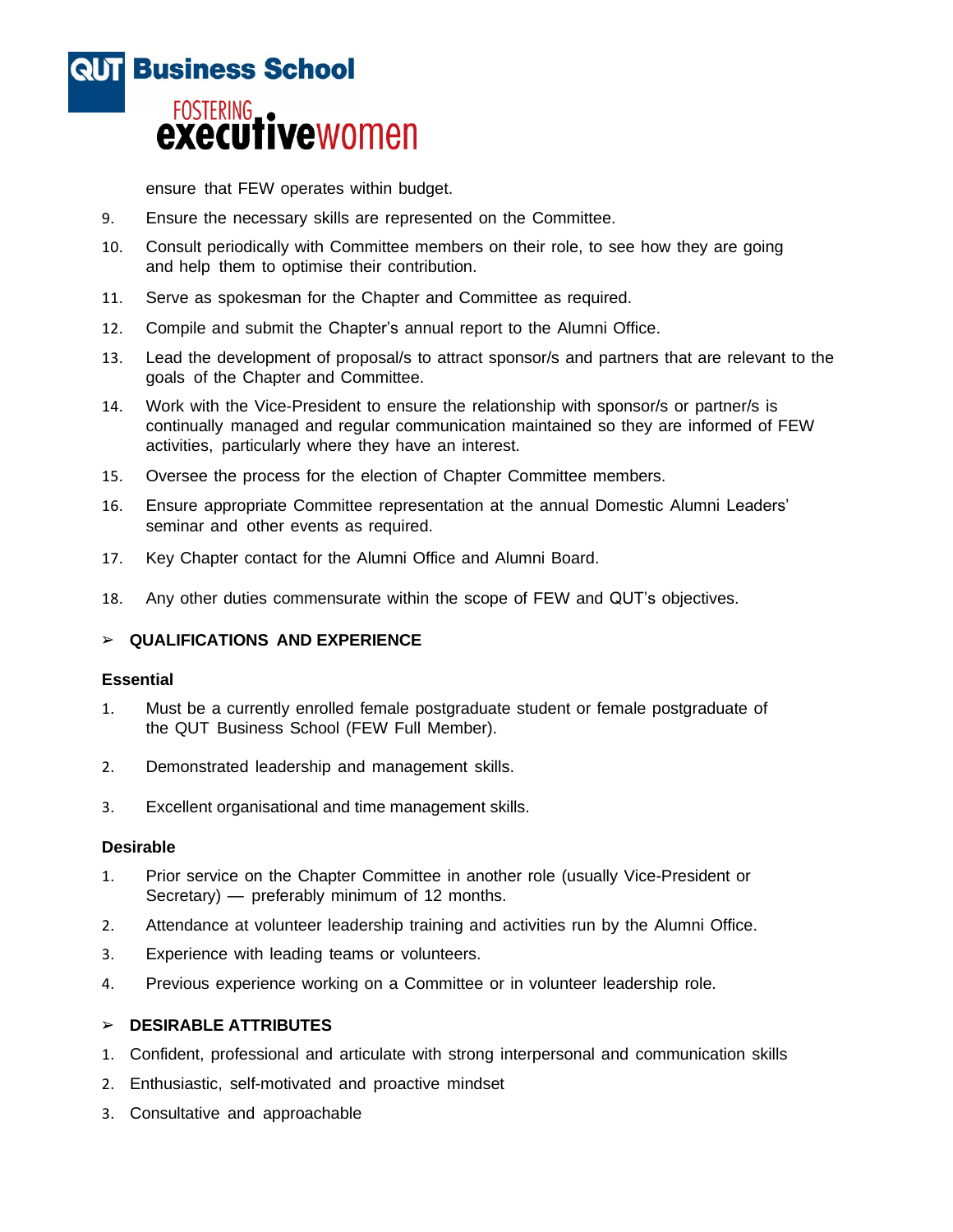ensure that FEW operates within budget.

9. Ensure the necessary skills are represented on the Committee.
10. Consult periodically with Committee members on their role, to see how they are going and help them to optimise their contribution.
11. Serve as spokesman for the Chapter and Committee as required.
12. Compile and submit the Chapter's annual report to the Alumni Office.
13. Lead the development of proposal/s to attract sponsor/s and partners that are relevant to the goals of the Chapter and Committee.
14. Work with the Vice-President to ensure the relationship with sponsor/s or partner/s is continually managed and regular communication maintained so they are informed of FEW activities, particularly where they have an interest.
15. Oversee the process for the election of Chapter Committee members.
16. Ensure appropriate Committee representation at the annual Domestic Alumni Leaders' seminar and other events as required.
17. Key Chapter contact for the Alumni Office and Alumni Board.
18. Any other duties commensurate within the scope of FEW and QUT's objectives.

## ➢ QUALIFICATIONS AND EXPERIENCE

### Essential

1. Must be a currently enrolled female postgraduate student or female postgraduate of the QUT Business School (FEW Full Member).
2. Demonstrated leadership and management skills.
3. Excellent organisational and time management skills.

### Desirable

1. Prior service on the Chapter Committee in another role (usually Vice-President or Secretary) — preferably minimum of 12 months.
2. Attendance at volunteer leadership training and activities run by the Alumni Office.
3. Experience with leading teams or volunteers.
4. Previous experience working on a Committee or in volunteer leadership role.

## ➢ DESIRABLE ATTRIBUTES

1. Confident, professional and articulate with strong interpersonal and communication skills
2. Enthusiastic, self-motivated and proactive mindset
3. Consultative and approachable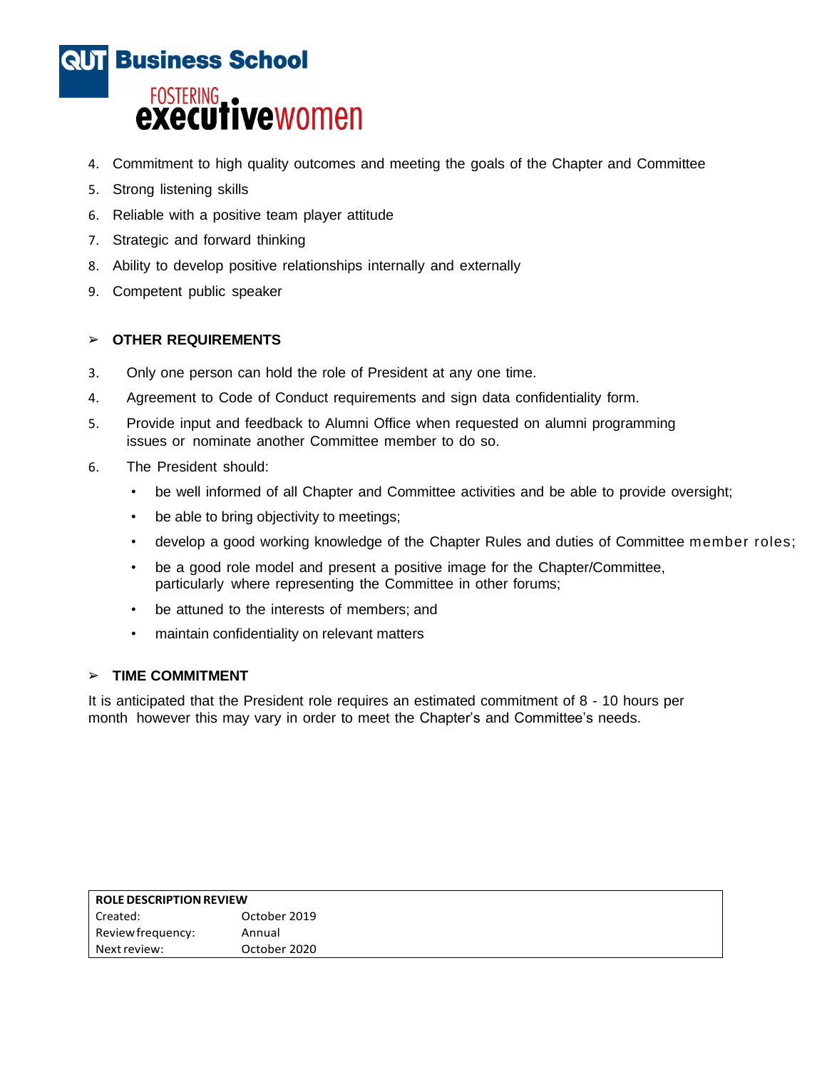4. Commitment to high quality outcomes and meeting the goals of the Chapter and Committee
5. Strong listening skills
6. Reliable with a positive team player attitude
7. Strategic and forward thinking
8. Ability to develop positive relationships internally and externally
9. Competent public speaker

## ➢ OTHER REQUIREMENTS

3. Only one person can hold the role of President at any one time.
4. Agreement to Code of Conduct requirements and sign data confidentiality form.
5. Provide input and feedback to Alumni Office when requested on alumni programming issues or nominate another Committee member to do so.
6. The President should:
   - be well informed of all Chapter and Committee activities and be able to provide oversight;
   - be able to bring objectivity to meetings;
   - develop a good working knowledge of the Chapter Rules and duties of Committee member roles;
   - be a good role model and present a positive image for the Chapter/Committee, particularly where representing the Committee in other forums;
   - be attuned to the interests of members; and
   - maintain confidentiality on relevant matters

## ➢ TIME COMMITMENT

It is anticipated that the President role requires an estimated commitment of 8 - 10 hours per month however this may vary in order to meet the Chapter's and Committee's needs.

| **ROLE DESCRIPTION REVIEW** | |
|---|---|
| Created: | October 2019 |
| Review frequency: | Annual |
| Next review: | October 2020 |